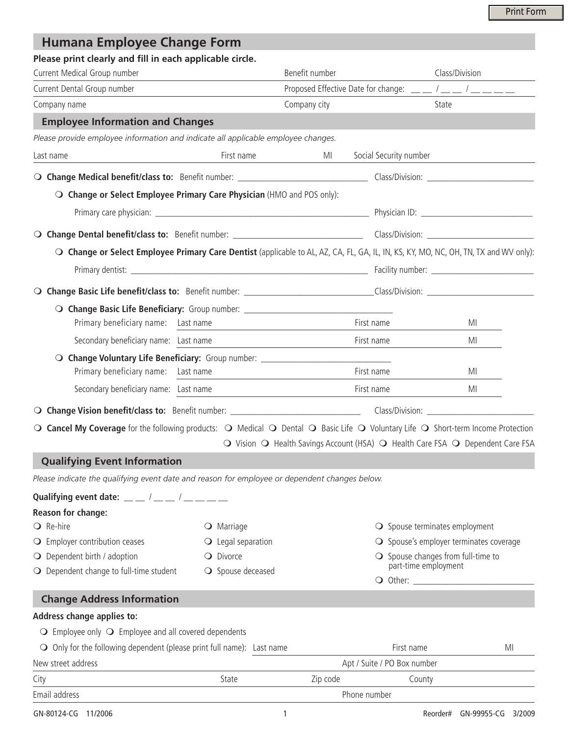# Humana Employee Change Form

**Please print clearly and fill in each applicable circle.**

Current Medical Group number | Benefit number | Class/Division

Current Dental Group number | Proposed Effective Date for change: __ __ / __ __ / __ __ __ __

Company name | Company city | State

## Employee Information and Changes

*Please provide employee information and indicate all applicable employee changes.*

Last name | First name | MI | Social Security number

- ❍ **Change Medical benefit/class to:** Benefit number: ____________________ Class/Division: ____________________
  - ❍ **Change or Select Employee Primary Care Physician** (HMO and POS only):
    Primary care physician: ____________________ Physician ID: ____________________
- ❍ **Change Dental benefit/class to:** Benefit number: ____________________ Class/Division: ____________________
  - ❍ **Change or Select Employee Primary Care Dentist** (applicable to AL, AZ, CA, FL, GA, IL, IN, KS, KY, MO, NC, OH, TN, TX and WV only):
    Primary dentist: ____________________ Facility number: ____________________
- ❍ **Change Basic Life benefit/class to:** Benefit number: ____________________ Class/Division: ____________________
  - ❍ **Change Basic Life Beneficiary:** Group number: ____________________
    Primary beneficiary name: Last name | First name | MI
    Secondary beneficiary name: Last name | First name | MI
  - ❍ **Change Voluntary Life Beneficiary:** Group number: ____________________
    Primary beneficiary name: Last name | First name | MI
    Secondary beneficiary name: Last name | First name | MI
- ❍ **Change Vision benefit/class to:** Benefit number: ____________________ Class/Division: ____________________
- ❍ **Cancel My Coverage** for the following products: ❍ Medical ❍ Dental ❍ Basic Life ❍ Voluntary Life ❍ Short-term Income Protection ❍ Vision ❍ Health Savings Account (HSA) ❍ Health Care FSA ❍ Dependent Care FSA

## Qualifying Event Information

*Please indicate the qualifying event date and reason for employee or dependent changes below.*

**Qualifying event date:** __ __ / __ __ / __ __ __ __

**Reason for change:**

- ❍ Re-hire
- ❍ Employer contribution ceases
- ❍ Dependent birth / adoption
- ❍ Dependent change to full-time student
- ❍ Marriage
- ❍ Legal separation
- ❍ Divorce
- ❍ Spouse deceased
- ❍ Spouse terminates employment
- ❍ Spouse's employer terminates coverage
- ❍ Spouse changes from full-time to part-time employment
- ❍ Other: ____________________

## Change Address Information

**Address change applies to:**

❍ Employee only ❍ Employee and all covered dependents

❍ Only for the following dependent (please print full name): Last name | First name | MI

New street address | Apt / Suite / PO Box number

City | State | Zip code | County

Email address | Phone number

GN-80124-CG 11/2006 Reorder# GN-99955-CG 3/2009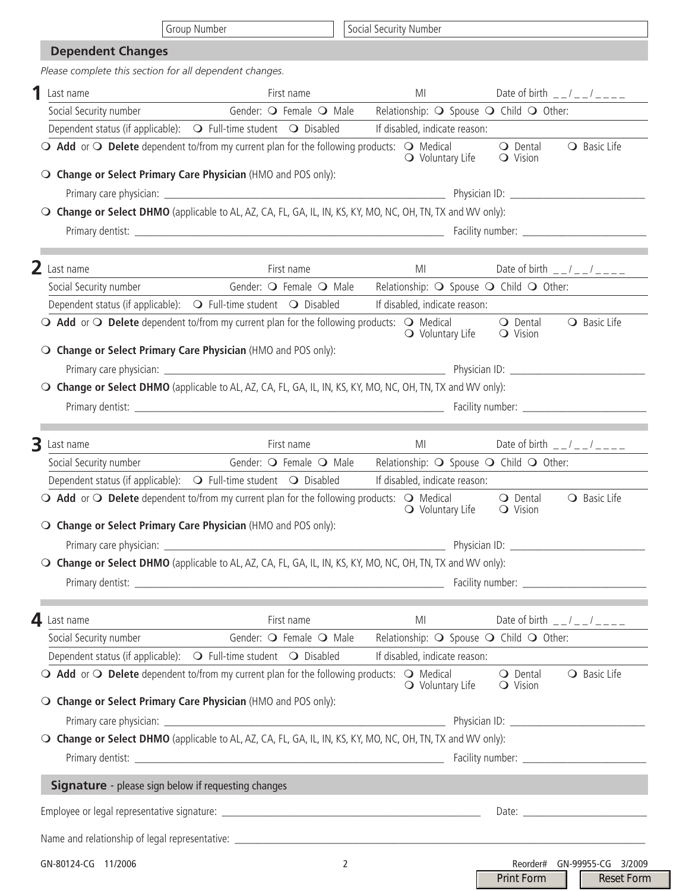Group Number | Social Security Number

## Dependent Changes

*Please complete this section for all dependent changes.*

**1** Last name　　First name　　MI　　Date of birth \_\_/\_\_/\_\_\_\_

Social Security number　　Gender: ❍ Female ❍ Male　　Relationship: ❍ Spouse ❍ Child ❍ Other:

Dependent status (if applicable): ❍ Full-time student ❍ Disabled　　If disabled, indicate reason:

❍ **Add** or ❍ **Delete** dependent to/from my current plan for the following products: ❍ Medical ❍ Dental ❍ Basic Life ❍ Voluntary Life ❍ Vision

❍ **Change or Select Primary Care Physician** (HMO and POS only):

Primary care physician: \_\_\_\_\_\_\_\_\_\_\_\_\_\_\_\_\_\_\_\_ Physician ID: \_\_\_\_\_\_\_\_\_\_\_\_

❍ **Change or Select DHMO** (applicable to AL, AZ, CA, FL, GA, IL, IN, KS, KY, MO, NC, OH, TN, TX and WV only):

Primary dentist: \_\_\_\_\_\_\_\_\_\_\_\_\_\_\_\_\_\_\_\_ Facility number: \_\_\_\_\_\_\_\_\_\_\_\_

**2** Last name　　First name　　MI　　Date of birth \_\_/\_\_/\_\_\_\_

Social Security number　　Gender: ❍ Female ❍ Male　　Relationship: ❍ Spouse ❍ Child ❍ Other:

Dependent status (if applicable): ❍ Full-time student ❍ Disabled　　If disabled, indicate reason:

❍ **Add** or ❍ **Delete** dependent to/from my current plan for the following products: ❍ Medical ❍ Dental ❍ Basic Life ❍ Voluntary Life ❍ Vision

❍ **Change or Select Primary Care Physician** (HMO and POS only):

Primary care physician: \_\_\_\_\_\_\_\_\_\_\_\_\_\_\_\_\_\_\_\_ Physician ID: \_\_\_\_\_\_\_\_\_\_\_\_

❍ **Change or Select DHMO** (applicable to AL, AZ, CA, FL, GA, IL, IN, KS, KY, MO, NC, OH, TN, TX and WV only):

Primary dentist: \_\_\_\_\_\_\_\_\_\_\_\_\_\_\_\_\_\_\_\_ Facility number: \_\_\_\_\_\_\_\_\_\_\_\_

**3** Last name　　First name　　MI　　Date of birth \_\_/\_\_/\_\_\_\_

Social Security number　　Gender: ❍ Female ❍ Male　　Relationship: ❍ Spouse ❍ Child ❍ Other:

Dependent status (if applicable): ❍ Full-time student ❍ Disabled　　If disabled, indicate reason:

❍ **Add** or ❍ **Delete** dependent to/from my current plan for the following products: ❍ Medical ❍ Dental ❍ Basic Life ❍ Voluntary Life ❍ Vision

❍ **Change or Select Primary Care Physician** (HMO and POS only):

Primary care physician: \_\_\_\_\_\_\_\_\_\_\_\_\_\_\_\_\_\_\_\_ Physician ID: \_\_\_\_\_\_\_\_\_\_\_\_

❍ **Change or Select DHMO** (applicable to AL, AZ, CA, FL, GA, IL, IN, KS, KY, MO, NC, OH, TN, TX and WV only):

Primary dentist: \_\_\_\_\_\_\_\_\_\_\_\_\_\_\_\_\_\_\_\_ Facility number: \_\_\_\_\_\_\_\_\_\_\_\_

**4** Last name　　First name　　MI　　Date of birth \_\_/\_\_/\_\_\_\_

Social Security number　　Gender: ❍ Female ❍ Male　　Relationship: ❍ Spouse ❍ Child ❍ Other:

Dependent status (if applicable): ❍ Full-time student ❍ Disabled　　If disabled, indicate reason:

❍ **Add** or ❍ **Delete** dependent to/from my current plan for the following products: ❍ Medical ❍ Dental ❍ Basic Life ❍ Voluntary Life ❍ Vision

❍ **Change or Select Primary Care Physician** (HMO and POS only):

Primary care physician: \_\_\_\_\_\_\_\_\_\_\_\_\_\_\_\_\_\_\_\_ Physician ID: \_\_\_\_\_\_\_\_\_\_\_\_

❍ **Change or Select DHMO** (applicable to AL, AZ, CA, FL, GA, IL, IN, KS, KY, MO, NC, OH, TN, TX and WV only):

Primary dentist: \_\_\_\_\_\_\_\_\_\_\_\_\_\_\_\_\_\_\_\_ Facility number: \_\_\_\_\_\_\_\_\_\_\_\_

## Signature - please sign below if requesting changes

Employee or legal representative signature: \_\_\_\_\_\_\_\_\_\_\_\_\_\_\_\_\_\_\_\_ Date: \_\_\_\_\_\_\_\_\_\_\_\_

Name and relationship of legal representative: \_\_\_\_\_\_\_\_\_\_\_\_\_\_\_\_\_\_\_\_

GN-80124-CG 11/2006　　Reorder# GN-99955-CG 3/2009

Print Form　Reset Form